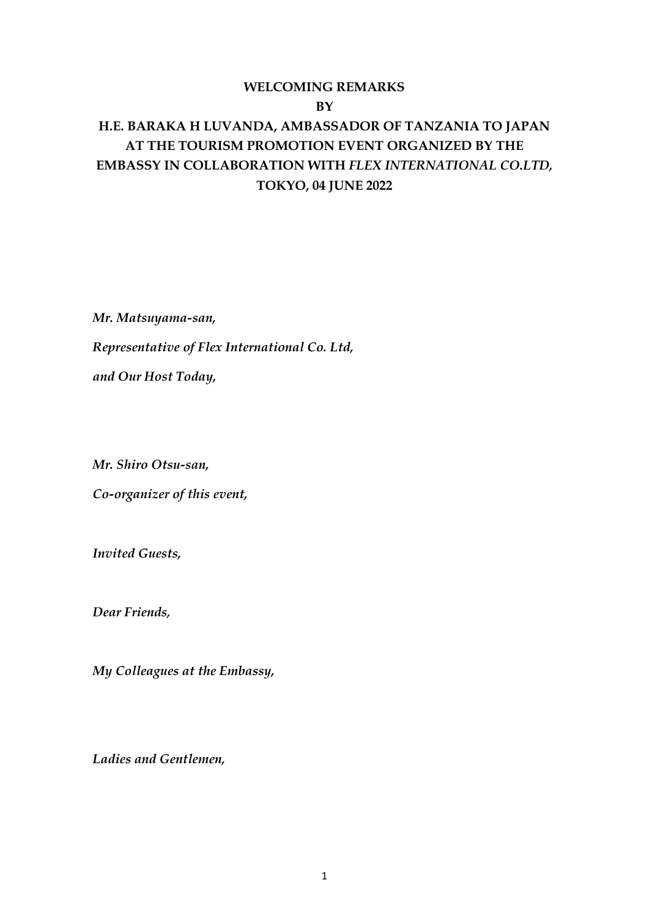# WELCOMING REMARKS
## BY
## H.E. BARAKA H LUVANDA, AMBASSADOR OF TANZANIA TO JAPAN AT THE TOURISM PROMOTION EVENT ORGANIZED BY THE EMBASSY IN COLLABORATION WITH *FLEX INTERNATIONAL CO.LTD,* TOKYO, 04 JUNE 2022

*Mr. Matsuyama-san,*
*Representative of Flex International Co. Ltd,*
*and Our Host Today,*

*Mr. Shiro Otsu-san,*
*Co-organizer of this event,*

*Invited Guests,*

*Dear Friends,*

*My Colleagues at the Embassy,*

*Ladies and Gentlemen,*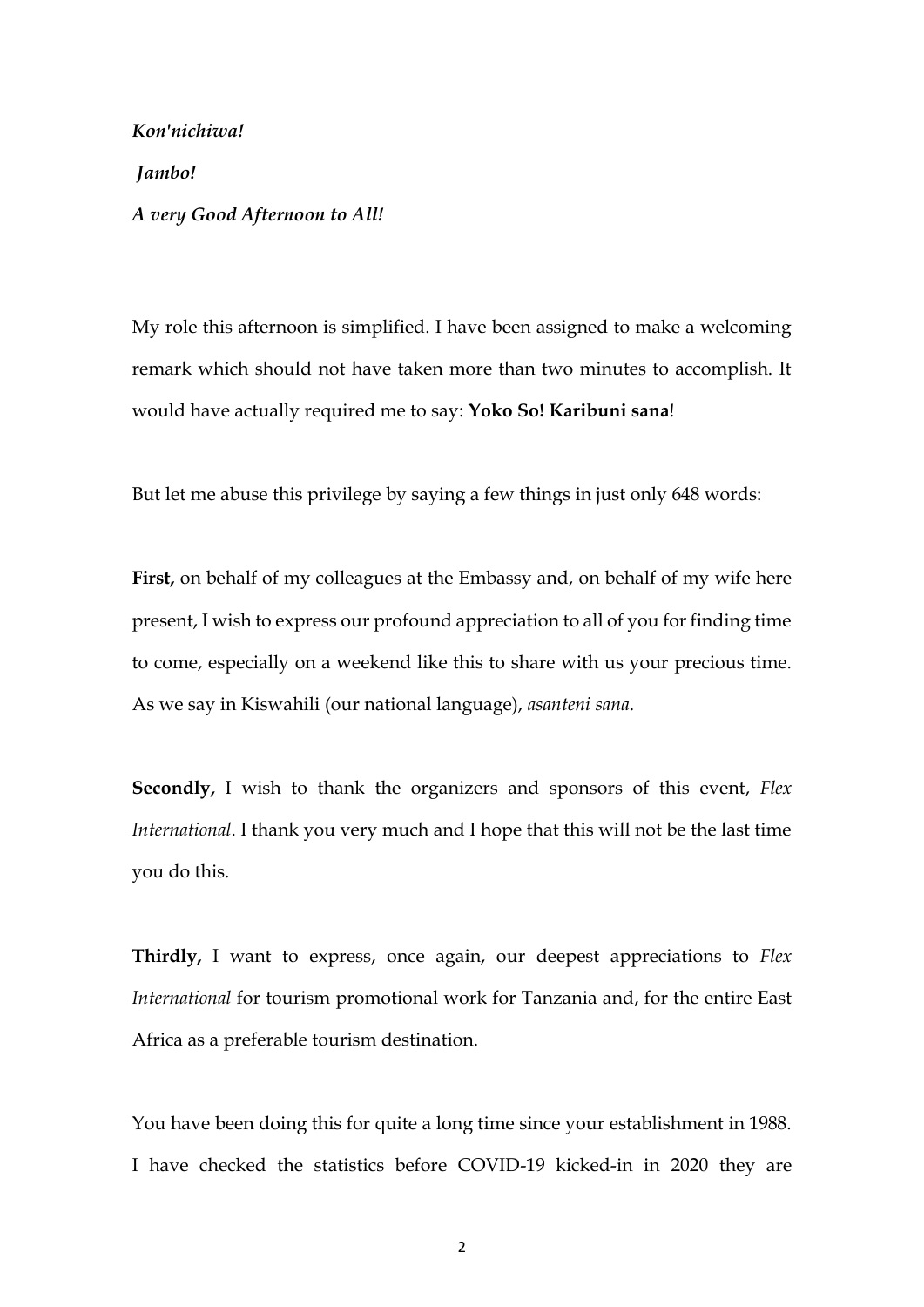***Kon'nichiwa!***

***Jambo!***

***A very Good Afternoon to All!***

My role this afternoon is simplified. I have been assigned to make a welcoming remark which should not have taken more than two minutes to accomplish. It would have actually required me to say: **Yoko So! Karibuni sana**!

But let me abuse this privilege by saying a few things in just only 648 words:

**First,** on behalf of my colleagues at the Embassy and, on behalf of my wife here present, I wish to express our profound appreciation to all of you for finding time to come, especially on a weekend like this to share with us your precious time. As we say in Kiswahili (our national language), *asanteni sana*.

**Secondly,** I wish to thank the organizers and sponsors of this event, *Flex International*. I thank you very much and I hope that this will not be the last time you do this.

**Thirdly,** I want to express, once again, our deepest appreciations to *Flex International* for tourism promotional work for Tanzania and, for the entire East Africa as a preferable tourism destination.

You have been doing this for quite a long time since your establishment in 1988. I have checked the statistics before COVID-19 kicked-in in 2020 they are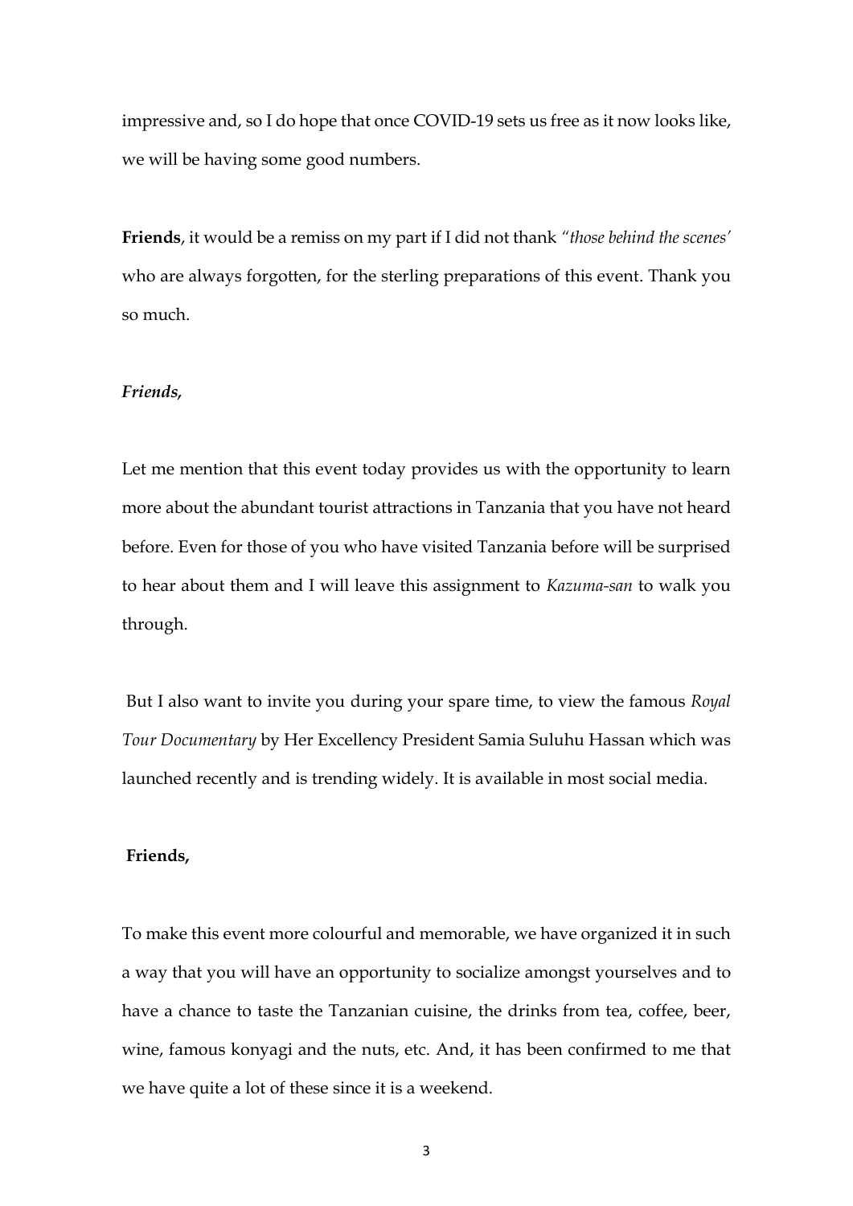impressive and, so I do hope that once COVID-19 sets us free as it now looks like, we will be having some good numbers.

**Friends**, it would be a remiss on my part if I did not thank *"those behind the scenes'* who are always forgotten, for the sterling preparations of this event. Thank you so much.

***Friends,***

Let me mention that this event today provides us with the opportunity to learn more about the abundant tourist attractions in Tanzania that you have not heard before. Even for those of you who have visited Tanzania before will be surprised to hear about them and I will leave this assignment to *Kazuma-san* to walk you through.

But I also want to invite you during your spare time, to view the famous *Royal Tour Documentary* by Her Excellency President Samia Suluhu Hassan which was launched recently and is trending widely. It is available in most social media.

**Friends,**

To make this event more colourful and memorable, we have organized it in such a way that you will have an opportunity to socialize amongst yourselves and to have a chance to taste the Tanzanian cuisine, the drinks from tea, coffee, beer, wine, famous konyagi and the nuts, etc. And, it has been confirmed to me that we have quite a lot of these since it is a weekend.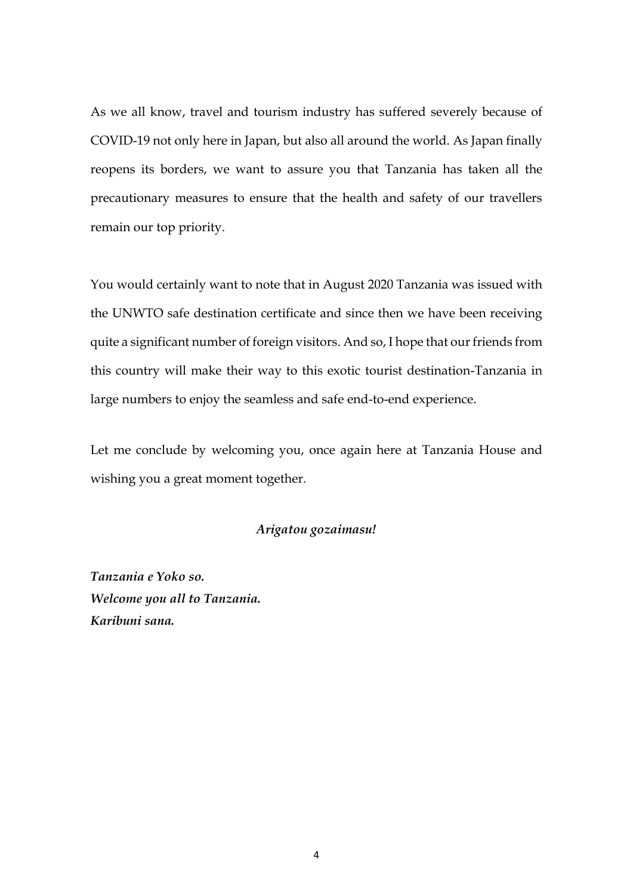As we all know, travel and tourism industry has suffered severely because of COVID-19 not only here in Japan, but also all around the world. As Japan finally reopens its borders, we want to assure you that Tanzania has taken all the precautionary measures to ensure that the health and safety of our travellers remain our top priority.

You would certainly want to note that in August 2020 Tanzania was issued with the UNWTO safe destination certificate and since then we have been receiving quite a significant number of foreign visitors. And so, I hope that our friends from this country will make their way to this exotic tourist destination-Tanzania in large numbers to enjoy the seamless and safe end-to-end experience.

Let me conclude by welcoming you, once again here at Tanzania House and wishing you a great moment together.

***Arigatou gozaimasu!***

***Tanzania e Yoko so.***
***Welcome you all to Tanzania.***
***Karibuni sana.***